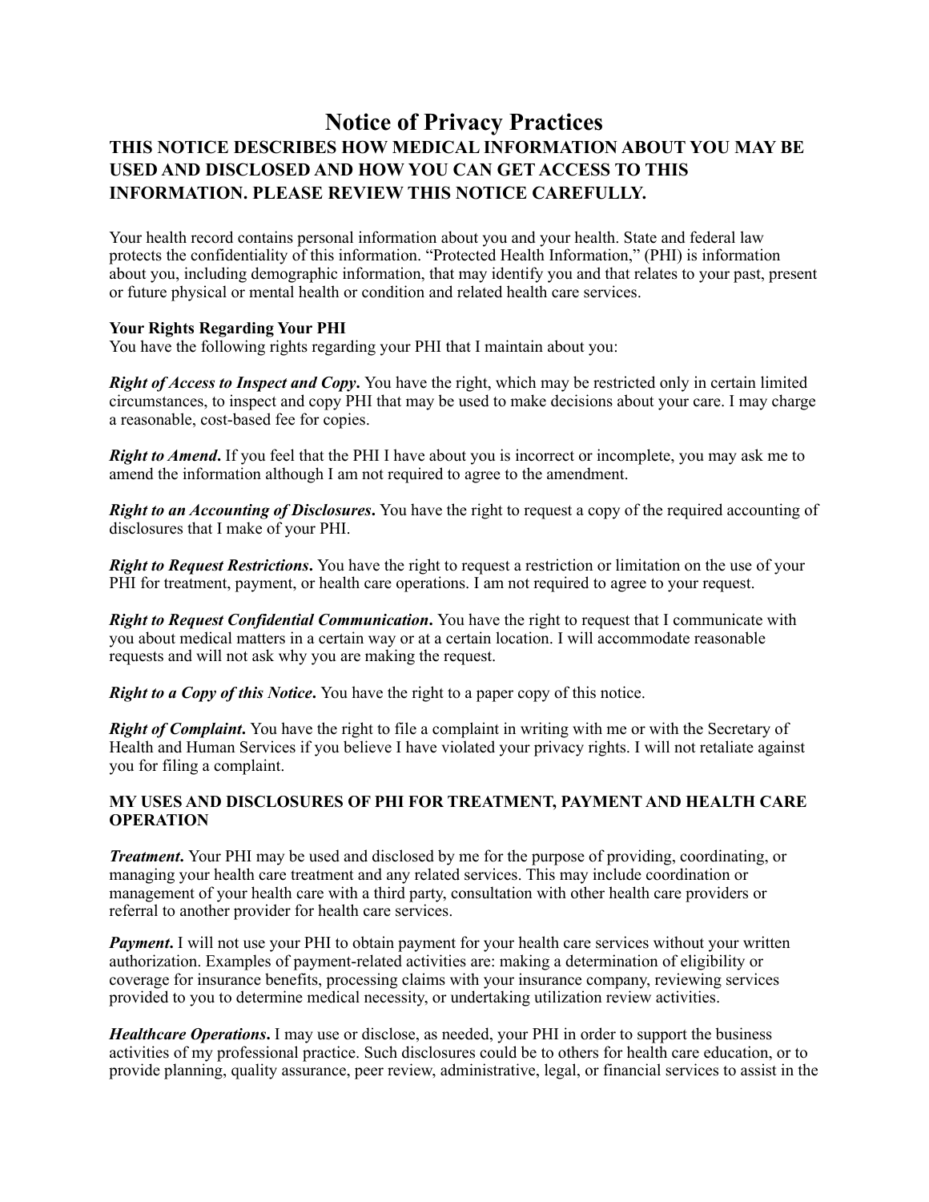# Notice of Privacy Practices

## THIS NOTICE DESCRIBES HOW MEDICAL INFORMATION ABOUT YOU MAY BE USED AND DISCLOSED AND HOW YOU CAN GET ACCESS TO THIS INFORMATION. PLEASE REVIEW THIS NOTICE CAREFULLY.

Your health record contains personal information about you and your health. State and federal law protects the confidentiality of this information. "Protected Health Information," (PHI) is information about you, including demographic information, that may identify you and that relates to your past, present or future physical or mental health or condition and related health care services.

**Your Rights Regarding Your PHI**
You have the following rights regarding your PHI that I maintain about you:

***Right of Access to Inspect and Copy*.** You have the right, which may be restricted only in certain limited circumstances, to inspect and copy PHI that may be used to make decisions about your care. I may charge a reasonable, cost-based fee for copies.

***Right to Amend*.** If you feel that the PHI I have about you is incorrect or incomplete, you may ask me to amend the information although I am not required to agree to the amendment.

***Right to an Accounting of Disclosures*.** You have the right to request a copy of the required accounting of disclosures that I make of your PHI.

***Right to Request Restrictions*.** You have the right to request a restriction or limitation on the use of your PHI for treatment, payment, or health care operations. I am not required to agree to your request.

***Right to Request Confidential Communication*.** You have the right to request that I communicate with you about medical matters in a certain way or at a certain location. I will accommodate reasonable requests and will not ask why you are making the request.

***Right to a Copy of this Notice*.** You have the right to a paper copy of this notice.

***Right of Complaint*.** You have the right to file a complaint in writing with me or with the Secretary of Health and Human Services if you believe I have violated your privacy rights. I will not retaliate against you for filing a complaint.

**MY USES AND DISCLOSURES OF PHI FOR TREATMENT, PAYMENT AND HEALTH CARE OPERATION**

***Treatment*.** Your PHI may be used and disclosed by me for the purpose of providing, coordinating, or managing your health care treatment and any related services. This may include coordination or management of your health care with a third party, consultation with other health care providers or referral to another provider for health care services.

***Payment*.** I will not use your PHI to obtain payment for your health care services without your written authorization. Examples of payment-related activities are: making a determination of eligibility or coverage for insurance benefits, processing claims with your insurance company, reviewing services provided to you to determine medical necessity, or undertaking utilization review activities.

***Healthcare Operations*.** I may use or disclose, as needed, your PHI in order to support the business activities of my professional practice. Such disclosures could be to others for health care education, or to provide planning, quality assurance, peer review, administrative, legal, or financial services to assist in the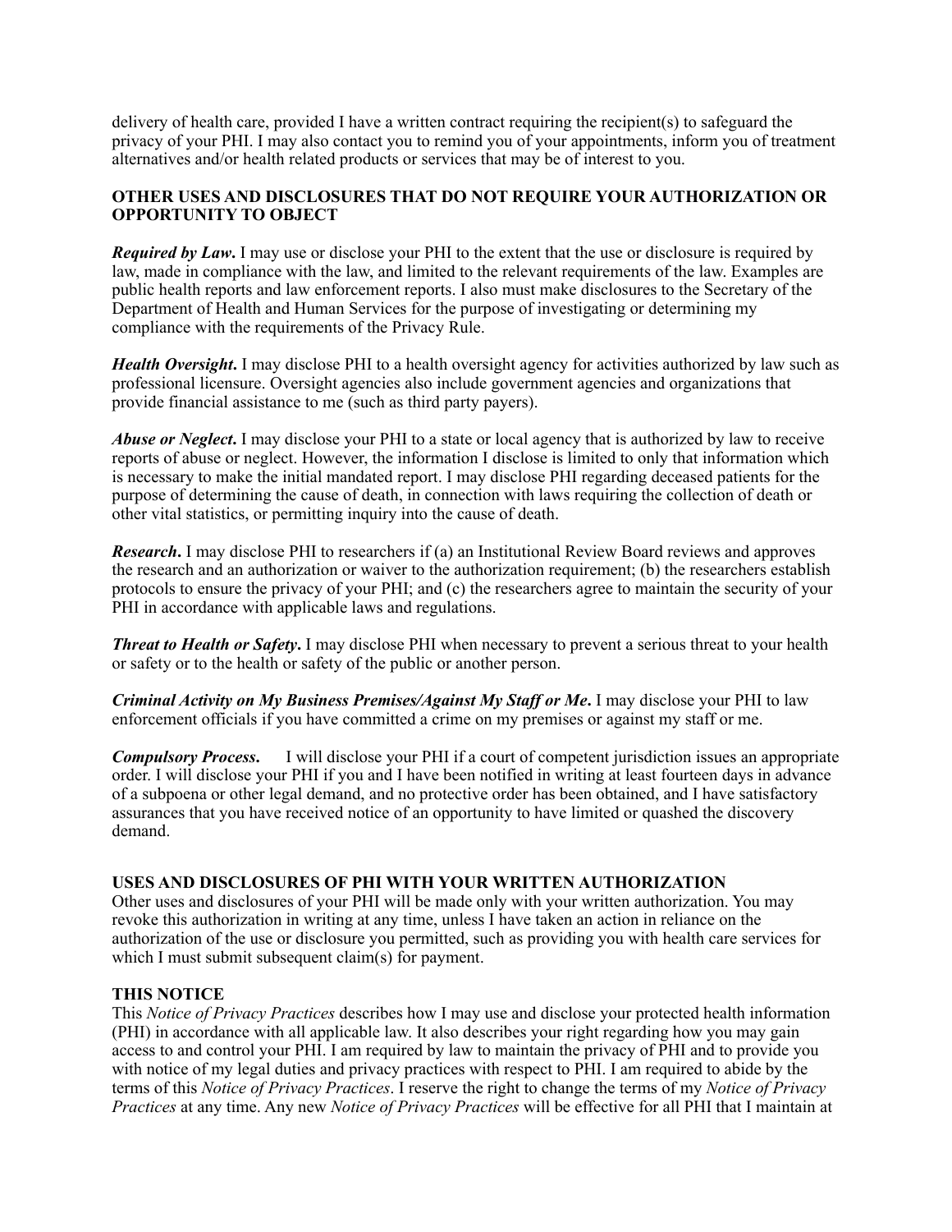delivery of health care, provided I have a written contract requiring the recipient(s) to safeguard the privacy of your PHI. I may also contact you to remind you of your appointments, inform you of treatment alternatives and/or health related products or services that may be of interest to you.

**OTHER USES AND DISCLOSURES THAT DO NOT REQUIRE YOUR AUTHORIZATION OR OPPORTUNITY TO OBJECT**

***Required by Law*.** I may use or disclose your PHI to the extent that the use or disclosure is required by law, made in compliance with the law, and limited to the relevant requirements of the law. Examples are public health reports and law enforcement reports. I also must make disclosures to the Secretary of the Department of Health and Human Services for the purpose of investigating or determining my compliance with the requirements of the Privacy Rule.

***Health Oversight*.** I may disclose PHI to a health oversight agency for activities authorized by law such as professional licensure. Oversight agencies also include government agencies and organizations that provide financial assistance to me (such as third party payers).

***Abuse or Neglect*.** I may disclose your PHI to a state or local agency that is authorized by law to receive reports of abuse or neglect. However, the information I disclose is limited to only that information which is necessary to make the initial mandated report. I may disclose PHI regarding deceased patients for the purpose of determining the cause of death, in connection with laws requiring the collection of death or other vital statistics, or permitting inquiry into the cause of death.

***Research*.** I may disclose PHI to researchers if (a) an Institutional Review Board reviews and approves the research and an authorization or waiver to the authorization requirement; (b) the researchers establish protocols to ensure the privacy of your PHI; and (c) the researchers agree to maintain the security of your PHI in accordance with applicable laws and regulations.

***Threat to Health or Safety*.** I may disclose PHI when necessary to prevent a serious threat to your health or safety or to the health or safety of the public or another person.

***Criminal Activity on My Business Premises/Against My Staff or Me*.** I may disclose your PHI to law enforcement officials if you have committed a crime on my premises or against my staff or me.

***Compulsory Process*.** I will disclose your PHI if a court of competent jurisdiction issues an appropriate order. I will disclose your PHI if you and I have been notified in writing at least fourteen days in advance of a subpoena or other legal demand, and no protective order has been obtained, and I have satisfactory assurances that you have received notice of an opportunity to have limited or quashed the discovery demand.

**USES AND DISCLOSURES OF PHI WITH YOUR WRITTEN AUTHORIZATION**

Other uses and disclosures of your PHI will be made only with your written authorization. You may revoke this authorization in writing at any time, unless I have taken an action in reliance on the authorization of the use or disclosure you permitted, such as providing you with health care services for which I must submit subsequent claim(s) for payment.

**THIS NOTICE**

This *Notice of Privacy Practices* describes how I may use and disclose your protected health information (PHI) in accordance with all applicable law. It also describes your right regarding how you may gain access to and control your PHI. I am required by law to maintain the privacy of PHI and to provide you with notice of my legal duties and privacy practices with respect to PHI. I am required to abide by the terms of this *Notice of Privacy Practices*. I reserve the right to change the terms of my *Notice of Privacy Practices* at any time. Any new *Notice of Privacy Practices* will be effective for all PHI that I maintain at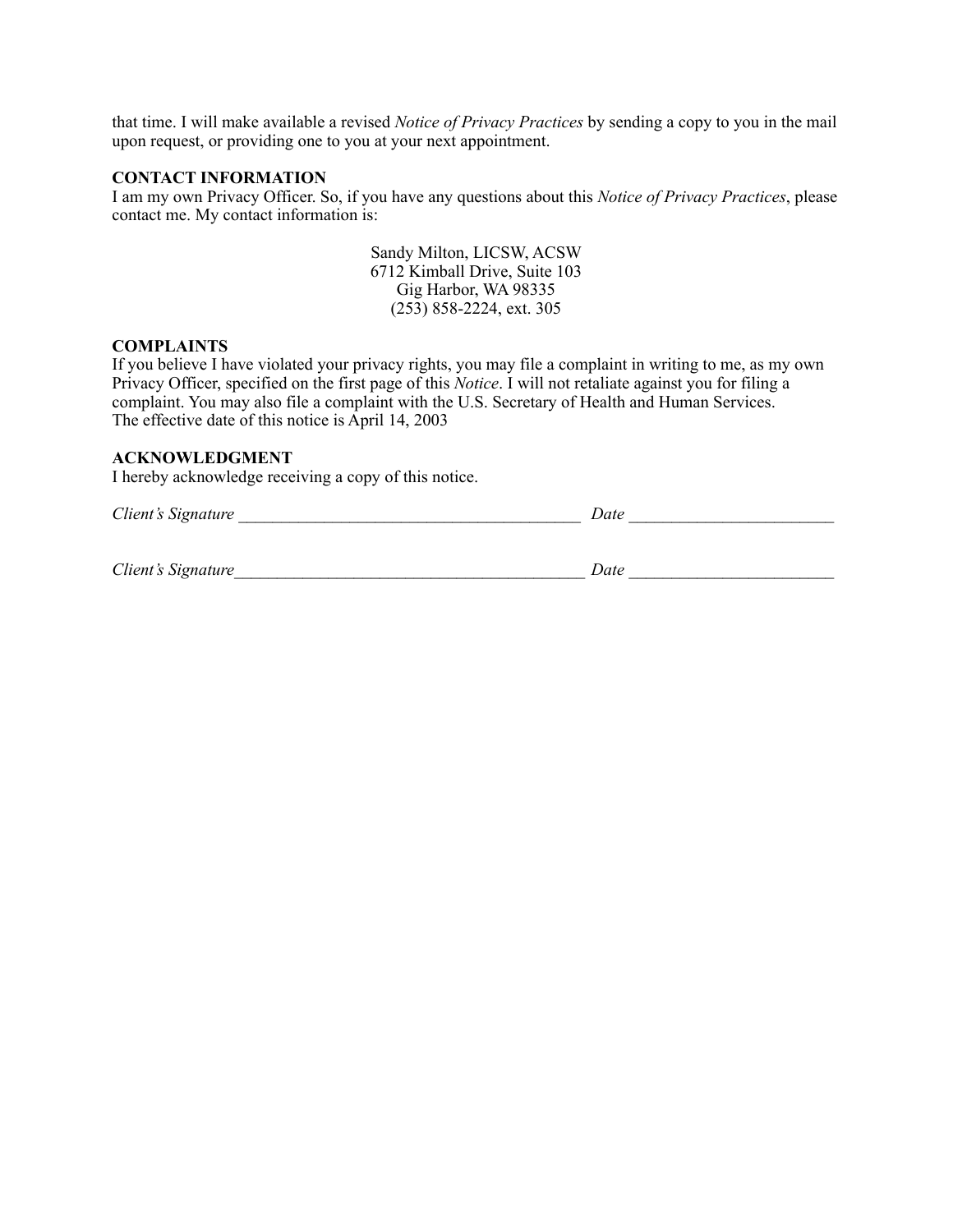that time. I will make available a revised *Notice of Privacy Practices* by sending a copy to you in the mail upon request, or providing one to you at your next appointment.

**CONTACT INFORMATION**
I am my own Privacy Officer. So, if you have any questions about this *Notice of Privacy Practices*, please contact me. My contact information is:

Sandy Milton, LICSW, ACSW
6712 Kimball Drive, Suite 103
Gig Harbor, WA 98335
(253) 858-2224, ext. 305

**COMPLAINTS**
If you believe I have violated your privacy rights, you may file a complaint in writing to me, as my own Privacy Officer, specified on the first page of this *Notice*. I will not retaliate against you for filing a complaint. You may also file a complaint with the U.S. Secretary of Health and Human Services.
The effective date of this notice is April 14, 2003

**ACKNOWLEDGMENT**
I hereby acknowledge receiving a copy of this notice.

*Client's Signature* ________________________________________ *Date* ________________________

*Client's Signature* ________________________________________ *Date* ________________________